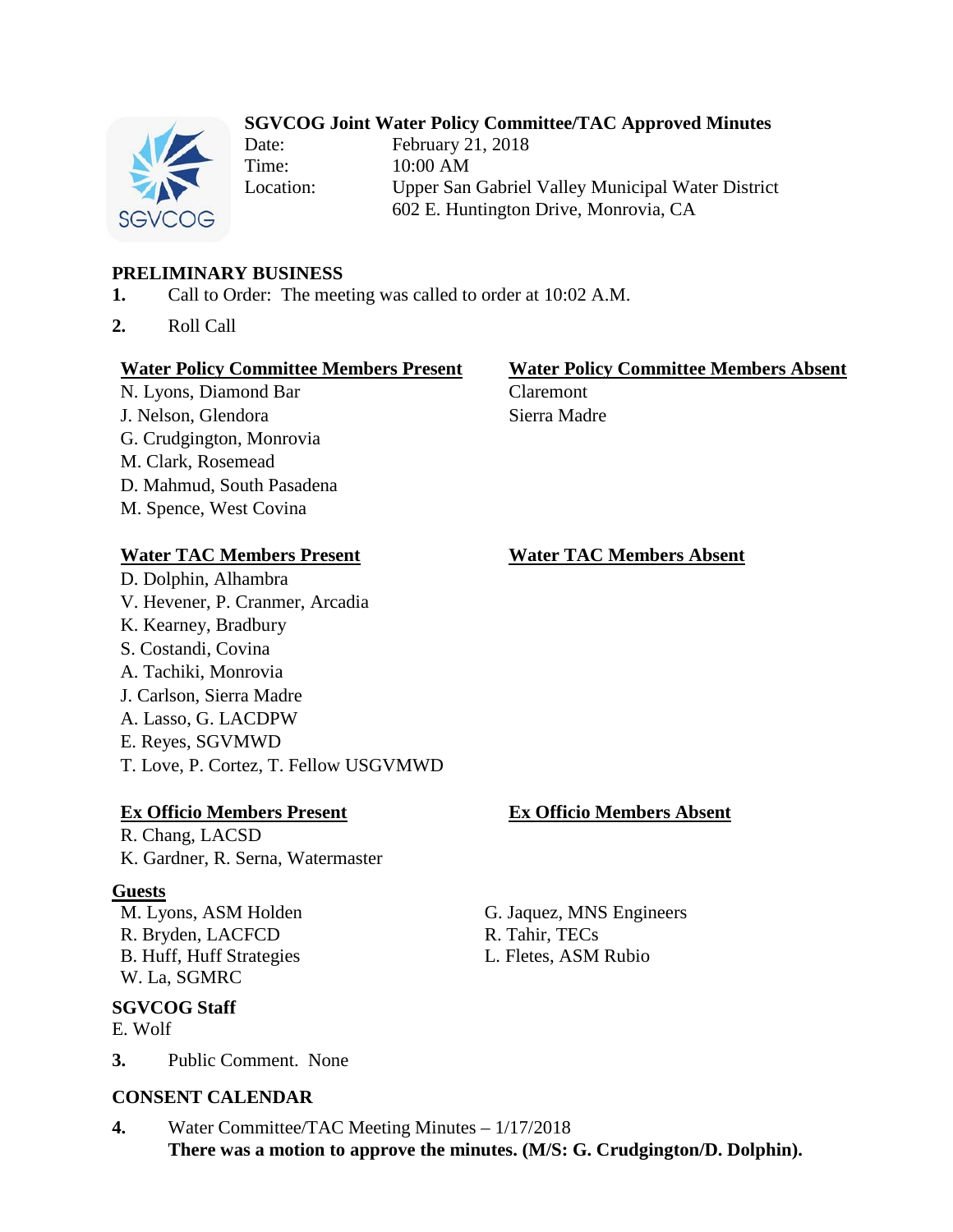# SGVCOG Joint Water Policy Committee/TAC Approved Minutes

Date: February 21, 2018
Time: 10:00 AM
Location: Upper San Gabriel Valley Municipal Water District
602 E. Huntington Drive, Monrovia, CA

## PRELIMINARY BUSINESS

1. Call to Order: The meeting was called to order at 10:02 A.M.
2. Roll Call

**Water Policy Committee Members Present**
N. Lyons, Diamond Bar
J. Nelson, Glendora
G. Crudgington, Monrovia
M. Clark, Rosemead
D. Mahmud, South Pasadena
M. Spence, West Covina

**Water Policy Committee Members Absent**
Claremont
Sierra Madre

**Water TAC Members Present**
D. Dolphin, Alhambra
V. Hevener, P. Cranmer, Arcadia
K. Kearney, Bradbury
S. Costandi, Covina
A. Tachiki, Monrovia
J. Carlson, Sierra Madre
A. Lasso, G. LACDPW
E. Reyes, SGVMWD
T. Love, P. Cortez, T. Fellow USGVMWD

**Water TAC Members Absent**

**Ex Officio Members Present**
R. Chang, LACSD
K. Gardner, R. Serna, Watermaster

**Ex Officio Members Absent**

**Guests**
M. Lyons, ASM Holden
R. Bryden, LACFCD
B. Huff, Huff Strategies
W. La, SGMRC
G. Jaquez, MNS Engineers
R. Tahir, TECs
L. Fletes, ASM Rubio

**SGVCOG Staff**
E. Wolf

3. Public Comment. None

## CONSENT CALENDAR

4. Water Committee/TAC Meeting Minutes – 1/17/2018
**There was a motion to approve the minutes. (M/S: G. Crudgington/D. Dolphin).**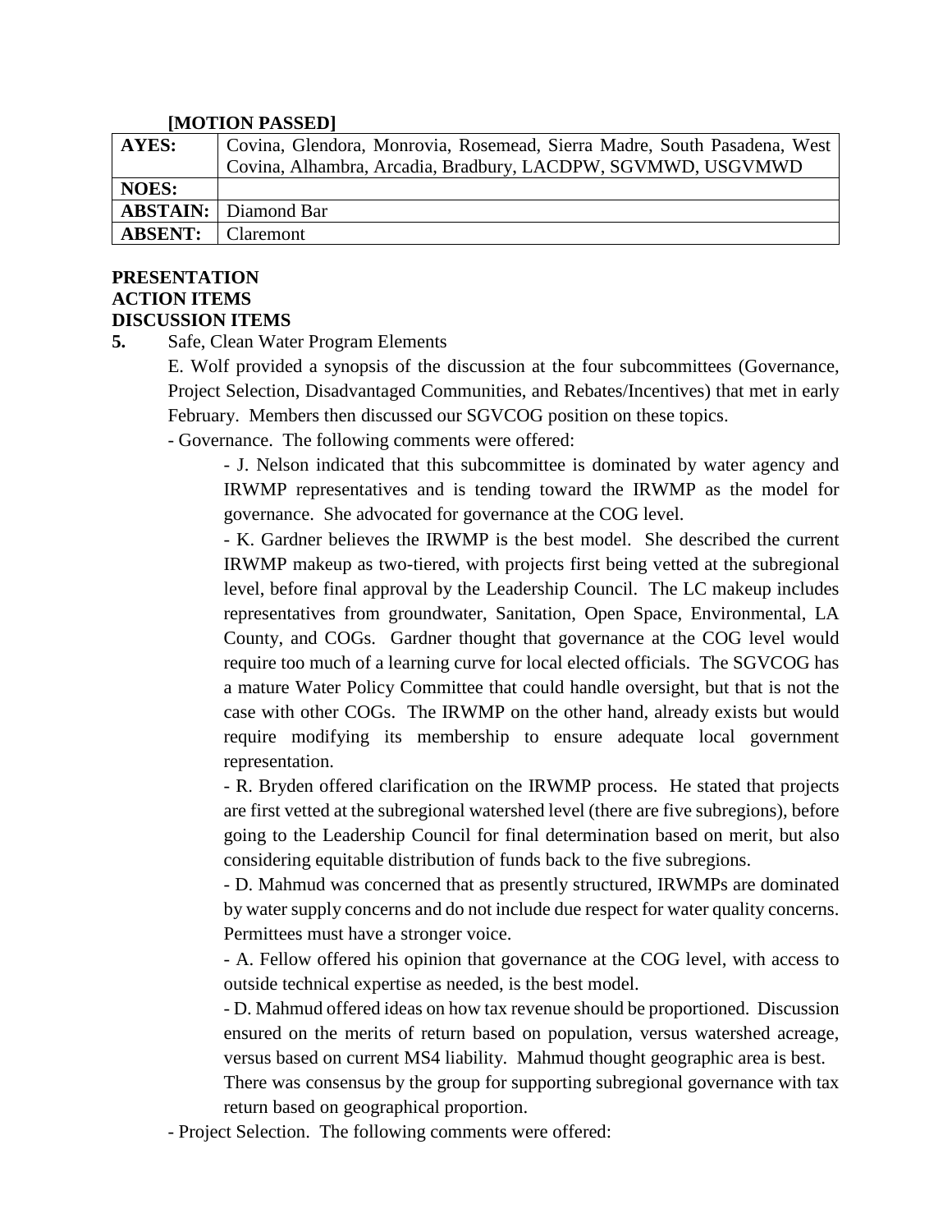**[MOTION PASSED]**

| **AYES:** | Covina, Glendora, Monrovia, Rosemead, Sierra Madre, South Pasadena, West Covina, Alhambra, Arcadia, Bradbury, LACDPW, SGVMWD, USGVMWD |
|---|---|
| **NOES:** | |
| **ABSTAIN:** | Diamond Bar |
| **ABSENT:** | Claremont |

**PRESENTATION**

**ACTION ITEMS**

**DISCUSSION ITEMS**

**5.** Safe, Clean Water Program Elements

E. Wolf provided a synopsis of the discussion at the four subcommittees (Governance, Project Selection, Disadvantaged Communities, and Rebates/Incentives) that met in early February. Members then discussed our SGVCOG position on these topics.

- Governance. The following comments were offered:

  - J. Nelson indicated that this subcommittee is dominated by water agency and IRWMP representatives and is tending toward the IRWMP as the model for governance. She advocated for governance at the COG level.

  - K. Gardner believes the IRWMP is the best model. She described the current IRWMP makeup as two-tiered, with projects first being vetted at the subregional level, before final approval by the Leadership Council. The LC makeup includes representatives from groundwater, Sanitation, Open Space, Environmental, LA County, and COGs. Gardner thought that governance at the COG level would require too much of a learning curve for local elected officials. The SGVCOG has a mature Water Policy Committee that could handle oversight, but that is not the case with other COGs. The IRWMP on the other hand, already exists but would require modifying its membership to ensure adequate local government representation.

  - R. Bryden offered clarification on the IRWMP process. He stated that projects are first vetted at the subregional watershed level (there are five subregions), before going to the Leadership Council for final determination based on merit, but also considering equitable distribution of funds back to the five subregions.

  - D. Mahmud was concerned that as presently structured, IRWMPs are dominated by water supply concerns and do not include due respect for water quality concerns. Permittees must have a stronger voice.

  - A. Fellow offered his opinion that governance at the COG level, with access to outside technical expertise as needed, is the best model.

  - D. Mahmud offered ideas on how tax revenue should be proportioned. Discussion ensured on the merits of return based on population, versus watershed acreage, versus based on current MS4 liability. Mahmud thought geographic area is best.

  There was consensus by the group for supporting subregional governance with tax return based on geographical proportion.

- Project Selection. The following comments were offered: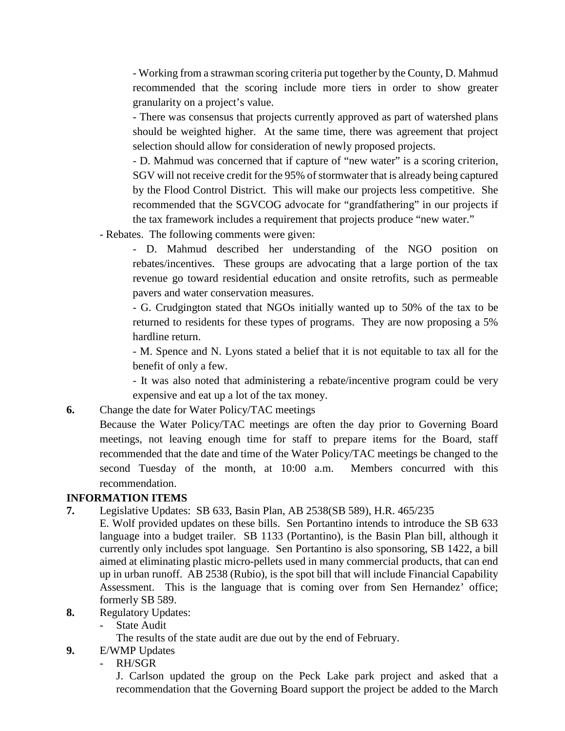- Working from a strawman scoring criteria put together by the County, D. Mahmud recommended that the scoring include more tiers in order to show greater granularity on a project's value.

- There was consensus that projects currently approved as part of watershed plans should be weighted higher. At the same time, there was agreement that project selection should allow for consideration of newly proposed projects.

- D. Mahmud was concerned that if capture of "new water" is a scoring criterion, SGV will not receive credit for the 95% of stormwater that is already being captured by the Flood Control District. This will make our projects less competitive. She recommended that the SGVCOG advocate for "grandfathering" in our projects if the tax framework includes a requirement that projects produce "new water."

- Rebates. The following comments were given:

  - D. Mahmud described her understanding of the NGO position on rebates/incentives. These groups are advocating that a large portion of the tax revenue go toward residential education and onsite retrofits, such as permeable pavers and water conservation measures.

  - G. Crudgington stated that NGOs initially wanted up to 50% of the tax to be returned to residents for these types of programs. They are now proposing a 5% hardline return.

  - M. Spence and N. Lyons stated a belief that it is not equitable to tax all for the benefit of only a few.

  - It was also noted that administering a rebate/incentive program could be very expensive and eat up a lot of the tax money.

**6.** Change the date for Water Policy/TAC meetings

Because the Water Policy/TAC meetings are often the day prior to Governing Board meetings, not leaving enough time for staff to prepare items for the Board, staff recommended that the date and time of the Water Policy/TAC meetings be changed to the second Tuesday of the month, at 10:00 a.m. Members concurred with this recommendation.

**INFORMATION ITEMS**

**7.** Legislative Updates: SB 633, Basin Plan, AB 2538(SB 589), H.R. 465/235

E. Wolf provided updates on these bills. Sen Portantino intends to introduce the SB 633 language into a budget trailer. SB 1133 (Portantino), is the Basin Plan bill, although it currently only includes spot language. Sen Portantino is also sponsoring, SB 1422, a bill aimed at eliminating plastic micro-pellets used in many commercial products, that can end up in urban runoff. AB 2538 (Rubio), is the spot bill that will include Financial Capability Assessment. This is the language that is coming over from Sen Hernandez' office; formerly SB 589.

**8.** Regulatory Updates:

- State Audit

  The results of the state audit are due out by the end of February.

**9.** E/WMP Updates

- RH/SGR

  J. Carlson updated the group on the Peck Lake park project and asked that a recommendation that the Governing Board support the project be added to the March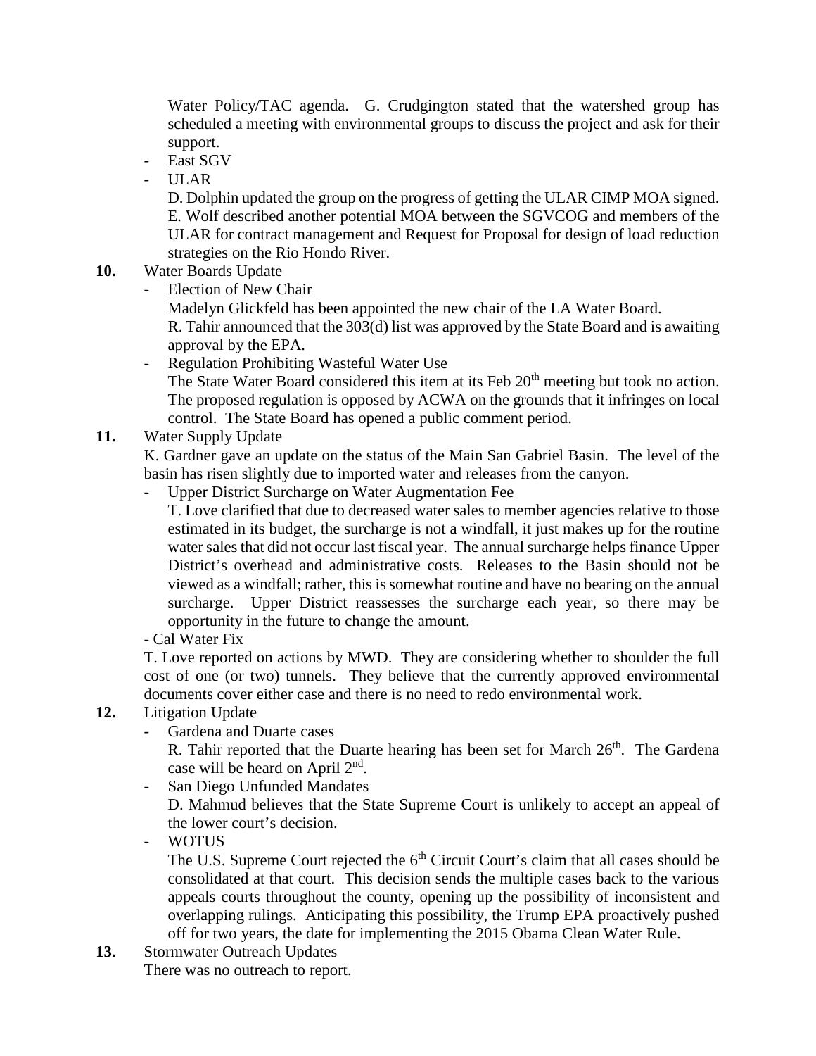Water Policy/TAC agenda. G. Crudgington stated that the watershed group has scheduled a meeting with environmental groups to discuss the project and ask for their support.

- East SGV
- ULAR

  D. Dolphin updated the group on the progress of getting the ULAR CIMP MOA signed. E. Wolf described another potential MOA between the SGVCOG and members of the ULAR for contract management and Request for Proposal for design of load reduction strategies on the Rio Hondo River.

**10.** Water Boards Update

- Election of New Chair

  Madelyn Glickfeld has been appointed the new chair of the LA Water Board. R. Tahir announced that the 303(d) list was approved by the State Board and is awaiting approval by the EPA.

- Regulation Prohibiting Wasteful Water Use

  The State Water Board considered this item at its Feb 20th meeting but took no action. The proposed regulation is opposed by ACWA on the grounds that it infringes on local control. The State Board has opened a public comment period.

**11.** Water Supply Update

K. Gardner gave an update on the status of the Main San Gabriel Basin. The level of the basin has risen slightly due to imported water and releases from the canyon.

- Upper District Surcharge on Water Augmentation Fee

  T. Love clarified that due to decreased water sales to member agencies relative to those estimated in its budget, the surcharge is not a windfall, it just makes up for the routine water sales that did not occur last fiscal year. The annual surcharge helps finance Upper District's overhead and administrative costs. Releases to the Basin should not be viewed as a windfall; rather, this is somewhat routine and have no bearing on the annual surcharge. Upper District reassesses the surcharge each year, so there may be opportunity in the future to change the amount.

- Cal Water Fix

  T. Love reported on actions by MWD. They are considering whether to shoulder the full cost of one (or two) tunnels. They believe that the currently approved environmental documents cover either case and there is no need to redo environmental work.

**12.** Litigation Update

- Gardena and Duarte cases

  R. Tahir reported that the Duarte hearing has been set for March 26th. The Gardena case will be heard on April 2nd.

- San Diego Unfunded Mandates

  D. Mahmud believes that the State Supreme Court is unlikely to accept an appeal of the lower court's decision.

- WOTUS

  The U.S. Supreme Court rejected the 6th Circuit Court's claim that all cases should be consolidated at that court. This decision sends the multiple cases back to the various appeals courts throughout the county, opening up the possibility of inconsistent and overlapping rulings. Anticipating this possibility, the Trump EPA proactively pushed off for two years, the date for implementing the 2015 Obama Clean Water Rule.

**13.** Stormwater Outreach Updates

There was no outreach to report.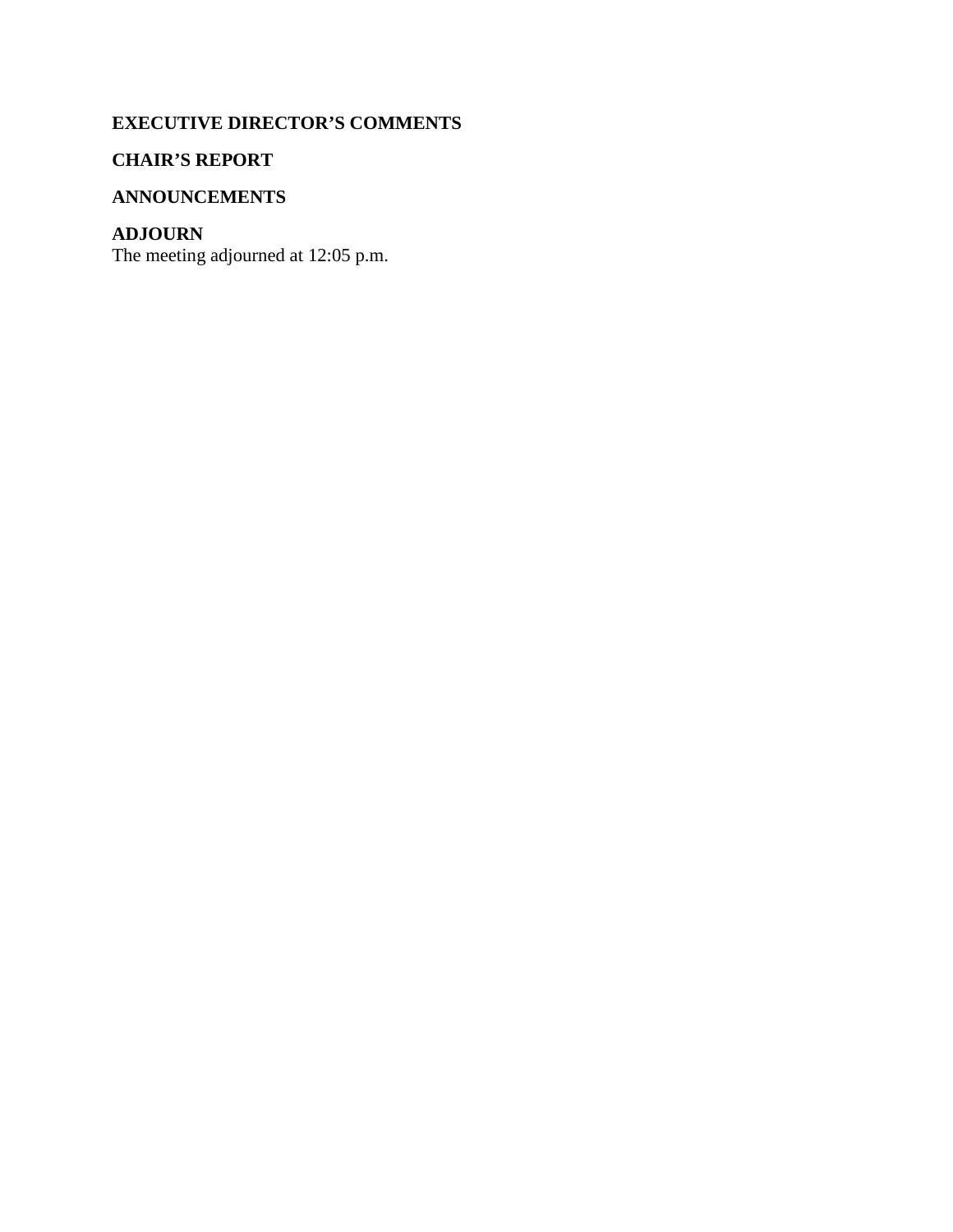**EXECUTIVE DIRECTOR'S COMMENTS**

**CHAIR'S REPORT**

**ANNOUNCEMENTS**

**ADJOURN**
The meeting adjourned at 12:05 p.m.